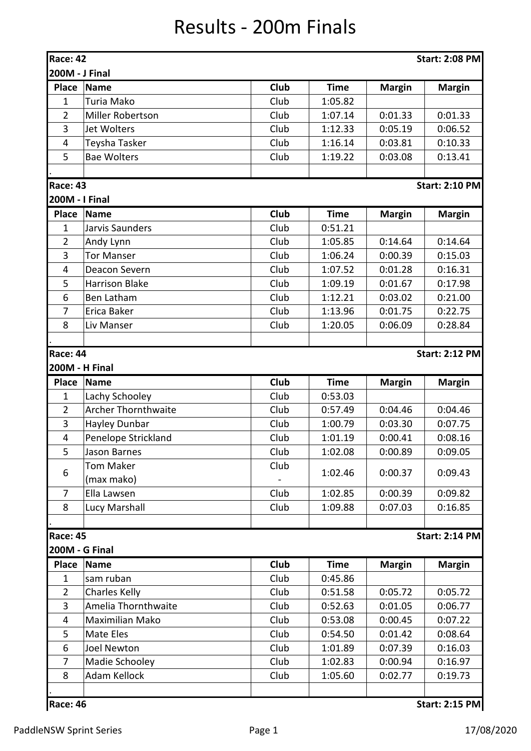# Results - 200m Finals

**Race: 42** — **Start: 2:08 PM**

**200M - J Final**

| Place | Name | Club | Time | Margin | Margin |
|---|---|---|---|---|---|
| 1 | Turia Mako | Club | 1:05.82 | | |
| 2 | Miller Robertson | Club | 1:07.14 | 0:01.33 | 0:01.33 |
| 3 | Jet Wolters | Club | 1:12.33 | 0:05.19 | 0:06.52 |
| 4 | Teysha Tasker | Club | 1:16.14 | 0:03.81 | 0:10.33 |
| 5 | Bae Wolters | Club | 1:19.22 | 0:03.08 | 0:13.41 |

**Race: 43** — **Start: 2:10 PM**

**200M - I Final**

| Place | Name | Club | Time | Margin | Margin |
|---|---|---|---|---|---|
| 1 | Jarvis Saunders | Club | 0:51.21 | | |
| 2 | Andy Lynn | Club | 1:05.85 | 0:14.64 | 0:14.64 |
| 3 | Tor Manser | Club | 1:06.24 | 0:00.39 | 0:15.03 |
| 4 | Deacon Severn | Club | 1:07.52 | 0:01.28 | 0:16.31 |
| 5 | Harrison Blake | Club | 1:09.19 | 0:01.67 | 0:17.98 |
| 6 | Ben Latham | Club | 1:12.21 | 0:03.02 | 0:21.00 |
| 7 | Erica Baker | Club | 1:13.96 | 0:01.75 | 0:22.75 |
| 8 | Liv Manser | Club | 1:20.05 | 0:06.09 | 0:28.84 |

**Race: 44** — **Start: 2:12 PM**

**200M - H Final**

| Place | Name | Club | Time | Margin | Margin |
|---|---|---|---|---|---|
| 1 | Lachy Schooley | Club | 0:53.03 | | |
| 2 | Archer Thornthwaite | Club | 0:57.49 | 0:04.46 | 0:04.46 |
| 3 | Hayley Dunbar | Club | 1:00.79 | 0:03.30 | 0:07.75 |
| 4 | Penelope Strickland | Club | 1:01.19 | 0:00.41 | 0:08.16 |
| 5 | Jason Barnes | Club | 1:02.08 | 0:00.89 | 0:09.05 |
| 6 | Tom Maker (max mako) | Club - | 1:02.46 | 0:00.37 | 0:09.43 |
| 7 | Ella Lawsen | Club | 1:02.85 | 0:00.39 | 0:09.82 |
| 8 | Lucy Marshall | Club | 1:09.88 | 0:07.03 | 0:16.85 |

**Race: 45** — **Start: 2:14 PM**

**200M - G Final**

| Place | Name | Club | Time | Margin | Margin |
|---|---|---|---|---|---|
| 1 | sam ruban | Club | 0:45.86 | | |
| 2 | Charles Kelly | Club | 0:51.58 | 0:05.72 | 0:05.72 |
| 3 | Amelia Thornthwaite | Club | 0:52.63 | 0:01.05 | 0:06.77 |
| 4 | Maximilian Mako | Club | 0:53.08 | 0:00.45 | 0:07.22 |
| 5 | Mate Eles | Club | 0:54.50 | 0:01.42 | 0:08.64 |
| 6 | Joel Newton | Club | 1:01.89 | 0:07.39 | 0:16.03 |
| 7 | Madie Schooley | Club | 1:02.83 | 0:00.94 | 0:16.97 |
| 8 | Adam Kellock | Club | 1:05.60 | 0:02.77 | 0:19.73 |

**Race: 46** — **Start: 2:15 PM**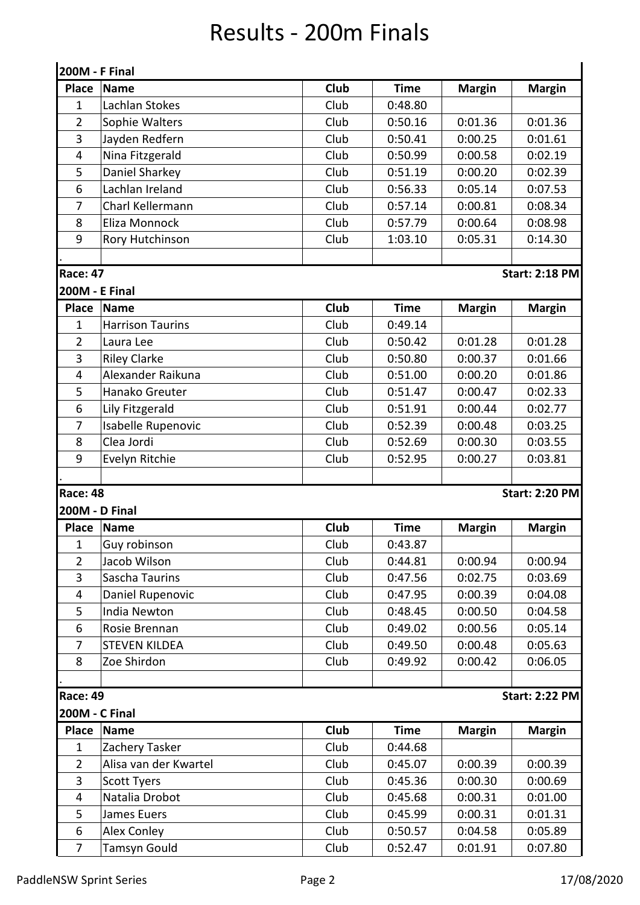# Results - 200m Finals

**200M - F Final**

| Place | Name | Club | Time | Margin | Margin |
|---|---|---|---|---|---|
| 1 | Lachlan Stokes | Club | 0:48.80 | | |
| 2 | Sophie Walters | Club | 0:50.16 | 0:01.36 | 0:01.36 |
| 3 | Jayden Redfern | Club | 0:50.41 | 0:00.25 | 0:01.61 |
| 4 | Nina Fitzgerald | Club | 0:50.99 | 0:00.58 | 0:02.19 |
| 5 | Daniel Sharkey | Club | 0:51.19 | 0:00.20 | 0:02.39 |
| 6 | Lachlan Ireland | Club | 0:56.33 | 0:05.14 | 0:07.53 |
| 7 | Charl Kellermann | Club | 0:57.14 | 0:00.81 | 0:08.34 |
| 8 | Eliza Monnock | Club | 0:57.79 | 0:00.64 | 0:08.98 |
| 9 | Rory Hutchinson | Club | 1:03.10 | 0:05.31 | 0:14.30 |
| . | | | | | |

**Race: 47** — **Start: 2:18 PM**

**200M - E Final**

| Place | Name | Club | Time | Margin | Margin |
|---|---|---|---|---|---|
| 1 | Harrison Taurins | Club | 0:49.14 | | |
| 2 | Laura Lee | Club | 0:50.42 | 0:01.28 | 0:01.28 |
| 3 | Riley Clarke | Club | 0:50.80 | 0:00.37 | 0:01.66 |
| 4 | Alexander Raikuna | Club | 0:51.00 | 0:00.20 | 0:01.86 |
| 5 | Hanako Greuter | Club | 0:51.47 | 0:00.47 | 0:02.33 |
| 6 | Lily Fitzgerald | Club | 0:51.91 | 0:00.44 | 0:02.77 |
| 7 | Isabelle Rupenovic | Club | 0:52.39 | 0:00.48 | 0:03.25 |
| 8 | Clea Jordi | Club | 0:52.69 | 0:00.30 | 0:03.55 |
| 9 | Evelyn Ritchie | Club | 0:52.95 | 0:00.27 | 0:03.81 |
| . | | | | | |

**Race: 48** — **Start: 2:20 PM**

**200M - D Final**

| Place | Name | Club | Time | Margin | Margin |
|---|---|---|---|---|---|
| 1 | Guy robinson | Club | 0:43.87 | | |
| 2 | Jacob Wilson | Club | 0:44.81 | 0:00.94 | 0:00.94 |
| 3 | Sascha Taurins | Club | 0:47.56 | 0:02.75 | 0:03.69 |
| 4 | Daniel Rupenovic | Club | 0:47.95 | 0:00.39 | 0:04.08 |
| 5 | India Newton | Club | 0:48.45 | 0:00.50 | 0:04.58 |
| 6 | Rosie Brennan | Club | 0:49.02 | 0:00.56 | 0:05.14 |
| 7 | STEVEN KILDEA | Club | 0:49.50 | 0:00.48 | 0:05.63 |
| 8 | Zoe Shirdon | Club | 0:49.92 | 0:00.42 | 0:06.05 |
| . | | | | | |

**Race: 49** — **Start: 2:22 PM**

**200M - C Final**

| Place | Name | Club | Time | Margin | Margin |
|---|---|---|---|---|---|
| 1 | Zachery Tasker | Club | 0:44.68 | | |
| 2 | Alisa van der Kwartel | Club | 0:45.07 | 0:00.39 | 0:00.39 |
| 3 | Scott Tyers | Club | 0:45.36 | 0:00.30 | 0:00.69 |
| 4 | Natalia Drobot | Club | 0:45.68 | 0:00.31 | 0:01.00 |
| 5 | James Euers | Club | 0:45.99 | 0:00.31 | 0:01.31 |
| 6 | Alex Conley | Club | 0:50.57 | 0:04.58 | 0:05.89 |
| 7 | Tamsyn Gould | Club | 0:52.47 | 0:01.91 | 0:07.80 |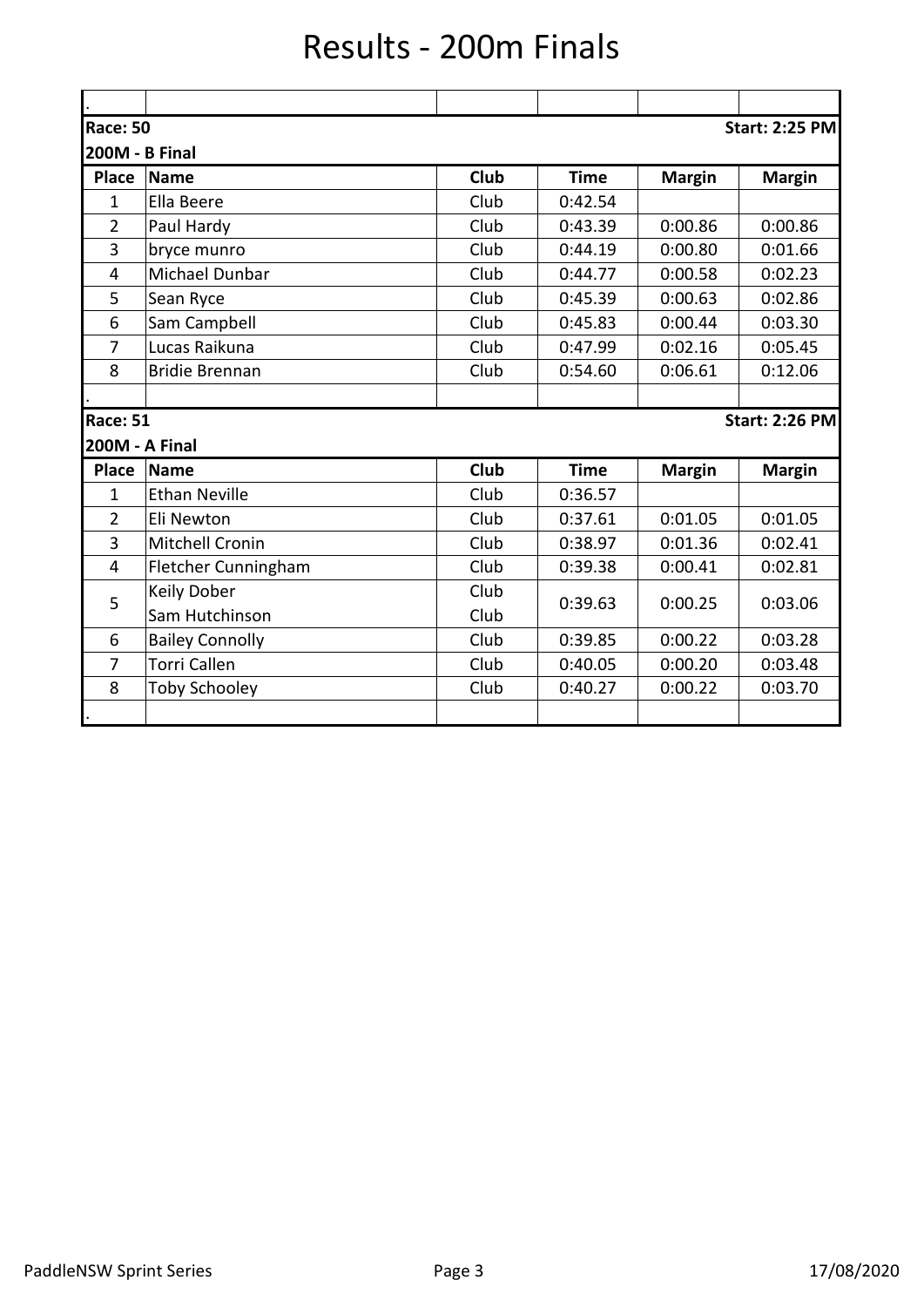# Results - 200m Finals

| | | | | | |
|---|---|---|---|---|---|
| . | | | | | |
| **Race: 50** | | | | | **Start: 2:25 PM** |
| **200M - B Final** | | | | | |
| **Place** | **Name** | **Club** | **Time** | **Margin** | **Margin** |
| 1 | Ella Beere | Club | 0:42.54 | | |
| 2 | Paul Hardy | Club | 0:43.39 | 0:00.86 | 0:00.86 |
| 3 | bryce munro | Club | 0:44.19 | 0:00.80 | 0:01.66 |
| 4 | Michael Dunbar | Club | 0:44.77 | 0:00.58 | 0:02.23 |
| 5 | Sean Ryce | Club | 0:45.39 | 0:00.63 | 0:02.86 |
| 6 | Sam Campbell | Club | 0:45.83 | 0:00.44 | 0:03.30 |
| 7 | Lucas Raikuna | Club | 0:47.99 | 0:02.16 | 0:05.45 |
| 8 | Bridie Brennan | Club | 0:54.60 | 0:06.61 | 0:12.06 |
| . | | | | | |
| **Race: 51** | | | | | **Start: 2:26 PM** |
| **200M - A Final** | | | | | |
| **Place** | **Name** | **Club** | **Time** | **Margin** | **Margin** |
| 1 | Ethan Neville | Club | 0:36.57 | | |
| 2 | Eli Newton | Club | 0:37.61 | 0:01.05 | 0:01.05 |
| 3 | Mitchell Cronin | Club | 0:38.97 | 0:01.36 | 0:02.41 |
| 4 | Fletcher Cunningham | Club | 0:39.38 | 0:00.41 | 0:02.81 |
| 5 | Keily Dober<br>Sam Hutchinson | Club<br>Club | 0:39.63 | 0:00.25 | 0:03.06 |
| 6 | Bailey Connolly | Club | 0:39.85 | 0:00.22 | 0:03.28 |
| 7 | Torri Callen | Club | 0:40.05 | 0:00.20 | 0:03.48 |
| 8 | Toby Schooley | Club | 0:40.27 | 0:00.22 | 0:03.70 |
| . | | | | | |

PaddleNSW Sprint Series 17/08/2020